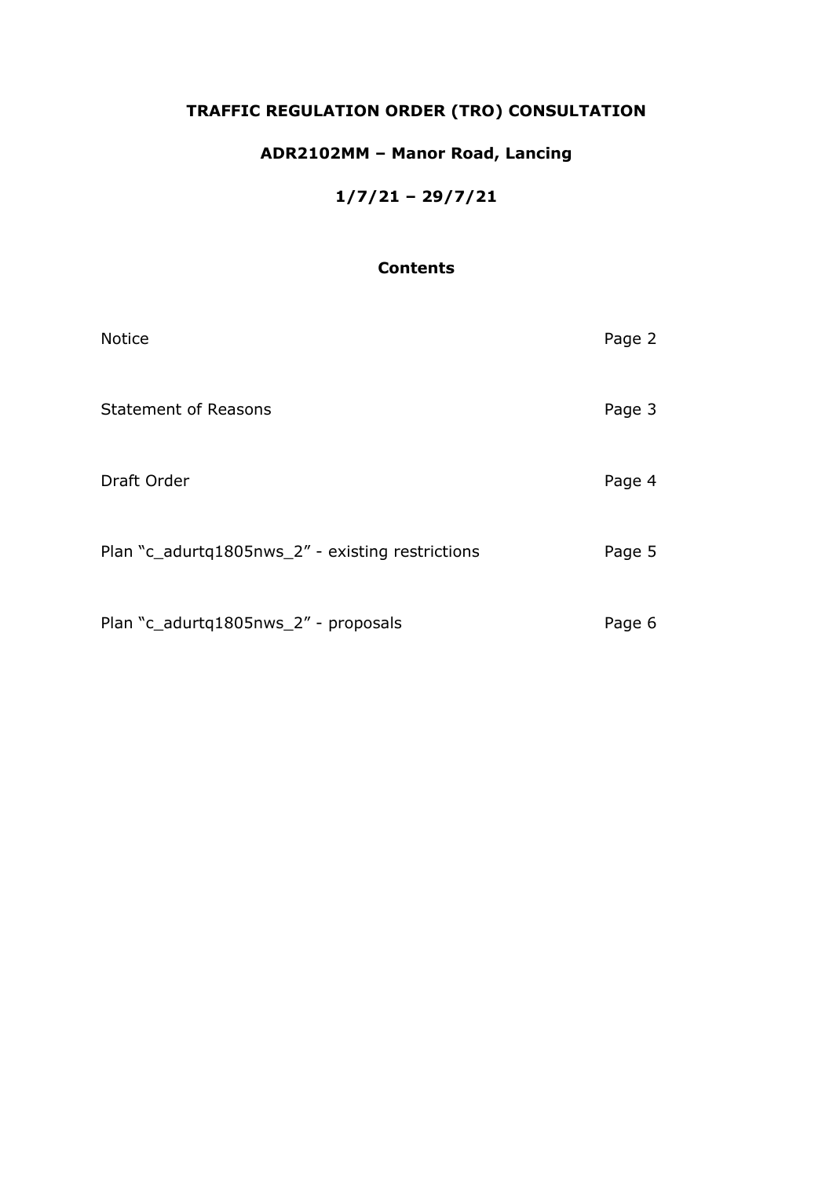# TRAFFIC REGULATION ORDER (TRO) CONSULTATION

## ADR2102MM – Manor Road, Lancing

## 1/7/21 – 29/7/21

### Contents

| | |
|---|---|
| Notice | Page 2 |
| Statement of Reasons | Page 3 |
| Draft Order | Page 4 |
| Plan "c_adurtq1805nws_2" - existing restrictions | Page 5 |
| Plan "c_adurtq1805nws_2" - proposals | Page 6 |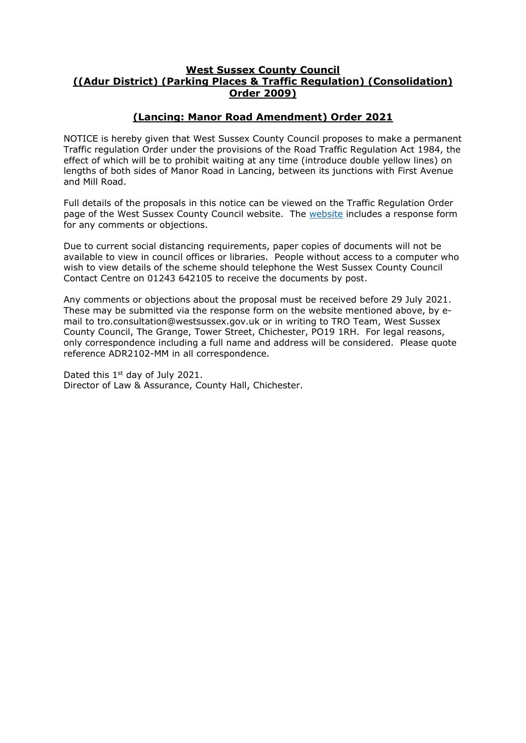## West Sussex County Council
## ((Adur District) (Parking Places & Traffic Regulation) (Consolidation) Order 2009)

## (Lancing: Manor Road Amendment) Order 2021

NOTICE is hereby given that West Sussex County Council proposes to make a permanent Traffic regulation Order under the provisions of the Road Traffic Regulation Act 1984, the effect of which will be to prohibit waiting at any time (introduce double yellow lines) on lengths of both sides of Manor Road in Lancing, between its junctions with First Avenue and Mill Road.

Full details of the proposals in this notice can be viewed on the Traffic Regulation Order page of the West Sussex County Council website. The website includes a response form for any comments or objections.

Due to current social distancing requirements, paper copies of documents will not be available to view in council offices or libraries. People without access to a computer who wish to view details of the scheme should telephone the West Sussex County Council Contact Centre on 01243 642105 to receive the documents by post.

Any comments or objections about the proposal must be received before 29 July 2021. These may be submitted via the response form on the website mentioned above, by e-mail to tro.consultation@westsussex.gov.uk or in writing to TRO Team, West Sussex County Council, The Grange, Tower Street, Chichester, PO19 1RH. For legal reasons, only correspondence including a full name and address will be considered. Please quote reference ADR2102-MM in all correspondence.

Dated this 1st day of July 2021.
Director of Law & Assurance, County Hall, Chichester.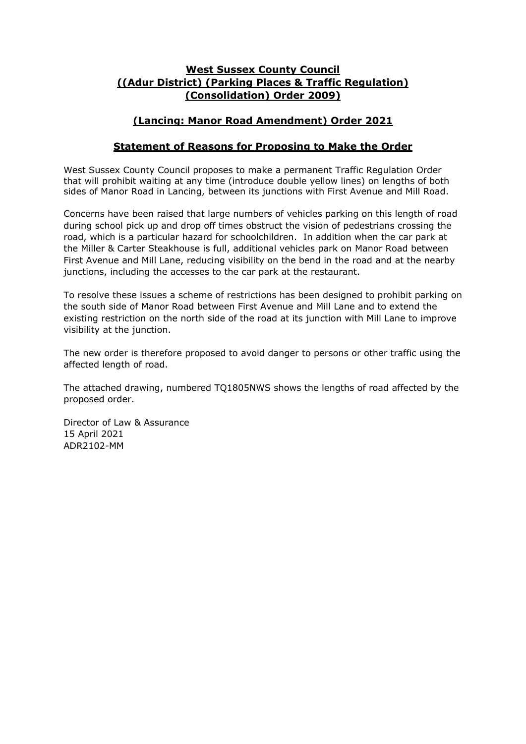**West Sussex County Council**
**((Adur District) (Parking Places & Traffic Regulation) (Consolidation) Order 2009)**

**(Lancing: Manor Road Amendment) Order 2021**

**Statement of Reasons for Proposing to Make the Order**

West Sussex County Council proposes to make a permanent Traffic Regulation Order that will prohibit waiting at any time (introduce double yellow lines) on lengths of both sides of Manor Road in Lancing, between its junctions with First Avenue and Mill Road.

Concerns have been raised that large numbers of vehicles parking on this length of road during school pick up and drop off times obstruct the vision of pedestrians crossing the road, which is a particular hazard for schoolchildren. In addition when the car park at the Miller & Carter Steakhouse is full, additional vehicles park on Manor Road between First Avenue and Mill Lane, reducing visibility on the bend in the road and at the nearby junctions, including the accesses to the car park at the restaurant.

To resolve these issues a scheme of restrictions has been designed to prohibit parking on the south side of Manor Road between First Avenue and Mill Lane and to extend the existing restriction on the north side of the road at its junction with Mill Lane to improve visibility at the junction.

The new order is therefore proposed to avoid danger to persons or other traffic using the affected length of road.

The attached drawing, numbered TQ1805NWS shows the lengths of road affected by the proposed order.

Director of Law & Assurance
15 April 2021
ADR2102-MM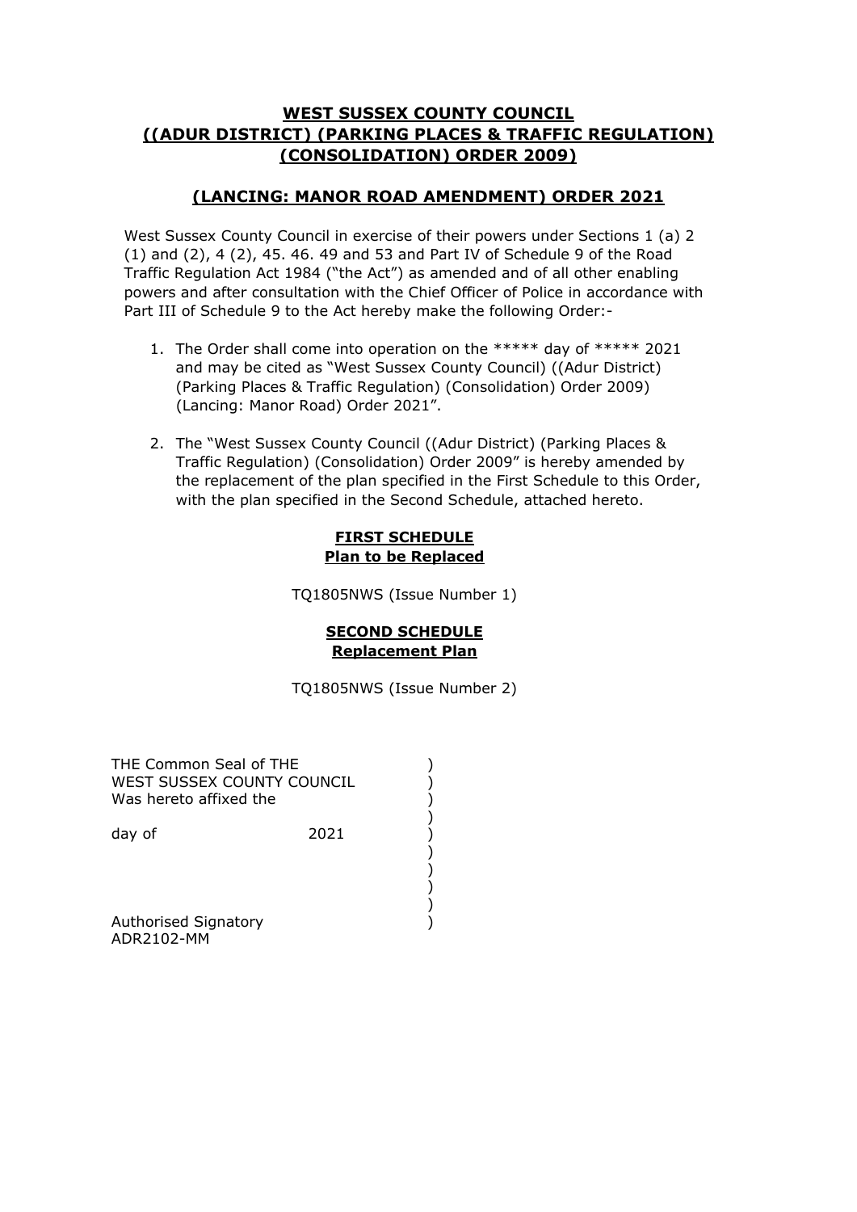# WEST SUSSEX COUNTY COUNCIL ((ADUR DISTRICT) (PARKING PLACES & TRAFFIC REGULATION) (CONSOLIDATION) ORDER 2009)

## (LANCING: MANOR ROAD AMENDMENT) ORDER 2021

West Sussex County Council in exercise of their powers under Sections 1 (a) 2 (1) and (2), 4 (2), 45. 46. 49 and 53 and Part IV of Schedule 9 of the Road Traffic Regulation Act 1984 ("the Act") as amended and of all other enabling powers and after consultation with the Chief Officer of Police in accordance with Part III of Schedule 9 to the Act hereby make the following Order:-

1. The Order shall come into operation on the ***** day of ***** 2021 and may be cited as "West Sussex County Council) ((Adur District) (Parking Places & Traffic Regulation) (Consolidation) Order 2009) (Lancing: Manor Road) Order 2021".

2. The "West Sussex County Council ((Adur District) (Parking Places & Traffic Regulation) (Consolidation) Order 2009" is hereby amended by the replacement of the plan specified in the First Schedule to this Order, with the plan specified in the Second Schedule, attached hereto.

**FIRST SCHEDULE**
**Plan to be Replaced**

TQ1805NWS (Issue Number 1)

**SECOND SCHEDULE**
**Replacement Plan**

TQ1805NWS (Issue Number 2)

THE Common Seal of THE )
WEST SUSSEX COUNTY COUNCIL )
Was hereto affixed the )
)
day of 2021 )
)
)
)
)
Authorised Signatory )
ADR2102-MM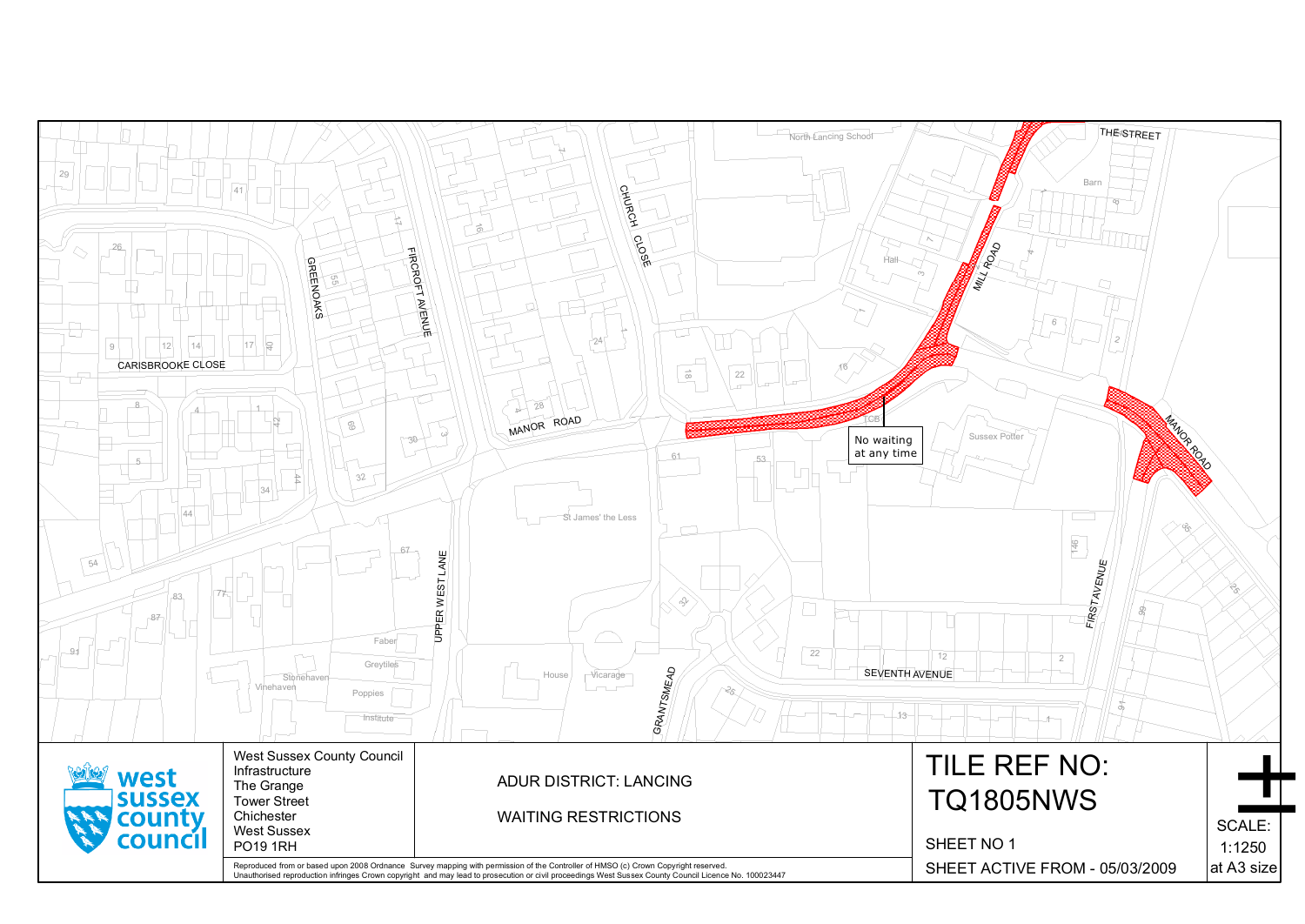No waiting at any time

West Sussex County Council
Infrastructure
The Grange
Tower Street
Chichester
West Sussex
PO19 1RH

ADUR DISTRICT: LANCING

WAITING RESTRICTIONS

# TILE REF NO: TQ1805NWS

SHEET NO 1

SHEET ACTIVE FROM - 05/03/2009

SCALE: 1:1250 at A3 size

Reproduced from or based upon 2008 Ordnance Survey mapping with permission of the Controller of HMSO (c) Crown Copyright reserved.
Unauthorised reproduction infringes Crown copyright and may lead to prosecution or civil proceedings West Sussex County Council Licence No. 100023447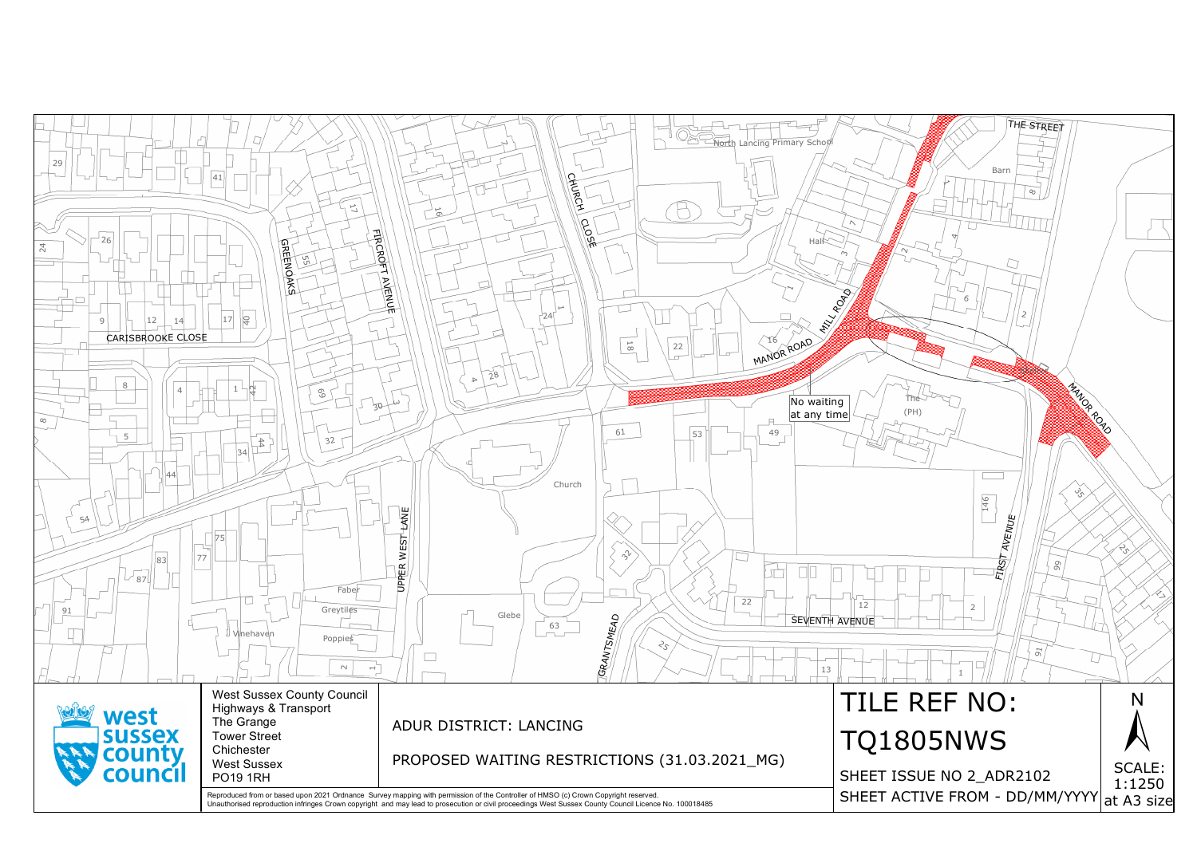No waiting at any time

West Sussex County Council
Highways & Transport
The Grange
Tower Street
Chichester
West Sussex
PO19 1RH

ADUR DISTRICT: LANCING

PROPOSED WAITING RESTRICTIONS (31.03.2021_MG)

# TILE REF NO: TQ1805NWS

SHEET ISSUE NO 2_ADR2102

SHEET ACTIVE FROM - DD/MM/YYYY

N

SCALE: 1:1250 at A3 size

Reproduced from or based upon 2021 Ordnance Survey mapping with permission of the Controller of HMSO (c) Crown Copyright reserved.
Unauthorised reproduction infringes Crown copyright and may lead to prosecution or civil proceedings West Sussex County Council Licence No. 100018485